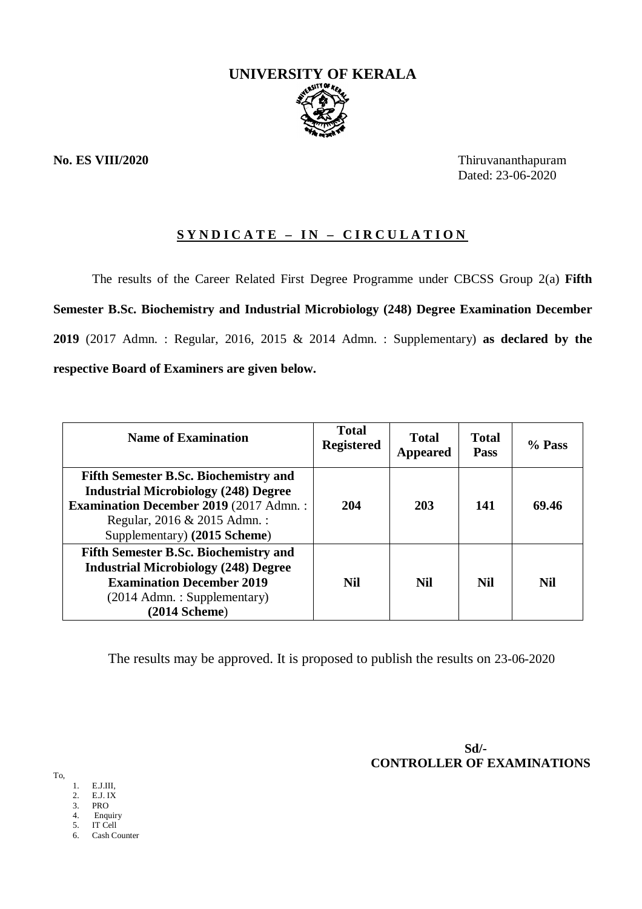# UNIVERSITY OF KERALA

**No. ES VIII/2020**

Thiruvananthapuram
Dated: 23-06-2020

## S Y N D I C A T E – I N – C I R C U L A T I O N

The results of the Career Related First Degree Programme under CBCSS Group 2(a) **Fifth Semester B.Sc. Biochemistry and Industrial Microbiology (248) Degree Examination December 2019** (2017 Admn. : Regular, 2016, 2015 & 2014 Admn. : Supplementary) **as declared by the respective Board of Examiners are given below.**

| Name of Examination | Total Registered | Total Appeared | Total Pass | % Pass |
|---|---|---|---|---|
| **Fifth Semester B.Sc. Biochemistry and Industrial Microbiology (248) Degree Examination December 2019** (2017 Admn. : Regular, 2016 & 2015 Admn. : Supplementary) **(2015 Scheme)** | **204** | **203** | **141** | **69.46** |
| **Fifth Semester B.Sc. Biochemistry and Industrial Microbiology (248) Degree Examination December 2019** (2014 Admn. : Supplementary) **(2014 Scheme)** | **Nil** | **Nil** | **Nil** | **Nil** |

The results may be approved. It is proposed to publish the results on 23-06-2020

**Sd/-**
**CONTROLLER OF EXAMINATIONS**

To,

1. E.J.III,
2. E.J. IX
3. PRO
4. Enquiry
5. IT Cell
6. Cash Counter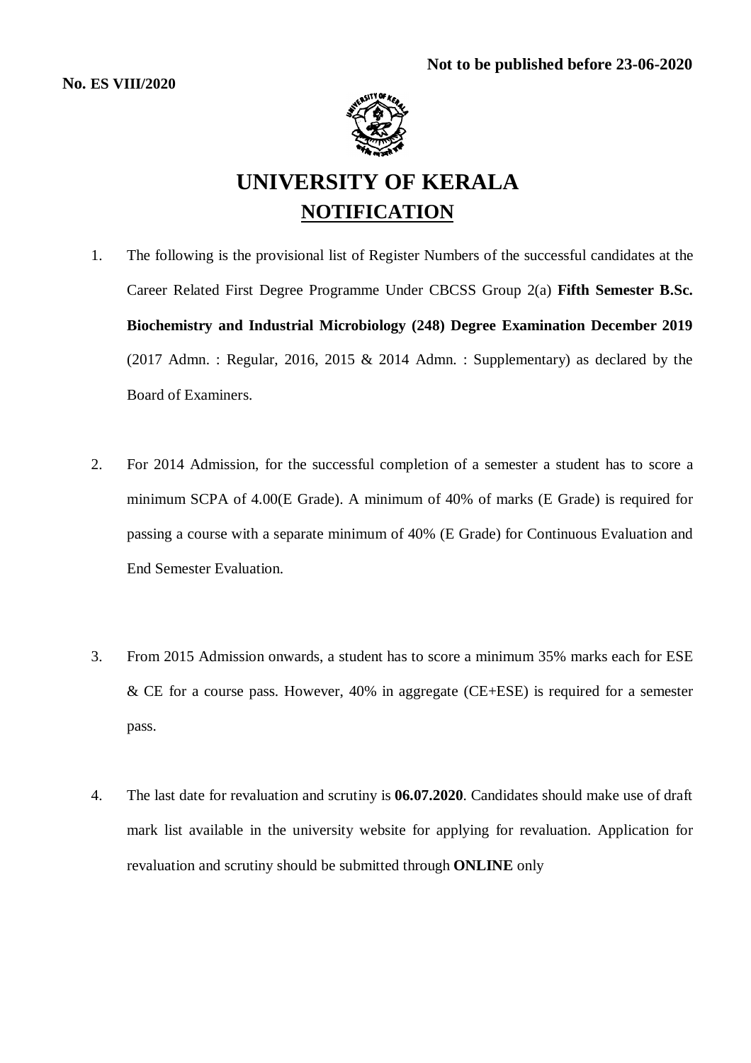**Not to be published before 23-06-2020**

**No. ES VIII/2020**

# UNIVERSITY OF KERALA

## NOTIFICATION

1. The following is the provisional list of Register Numbers of the successful candidates at the Career Related First Degree Programme Under CBCSS Group 2(a) **Fifth Semester B.Sc. Biochemistry and Industrial Microbiology (248) Degree Examination December 2019** (2017 Admn. : Regular, 2016, 2015 & 2014 Admn. : Supplementary) as declared by the Board of Examiners.

2. For 2014 Admission, for the successful completion of a semester a student has to score a minimum SCPA of 4.00(E Grade). A minimum of 40% of marks (E Grade) is required for passing a course with a separate minimum of 40% (E Grade) for Continuous Evaluation and End Semester Evaluation.

3. From 2015 Admission onwards, a student has to score a minimum 35% marks each for ESE & CE for a course pass. However, 40% in aggregate (CE+ESE) is required for a semester pass.

4. The last date for revaluation and scrutiny is **06.07.2020**. Candidates should make use of draft mark list available in the university website for applying for revaluation. Application for revaluation and scrutiny should be submitted through **ONLINE** only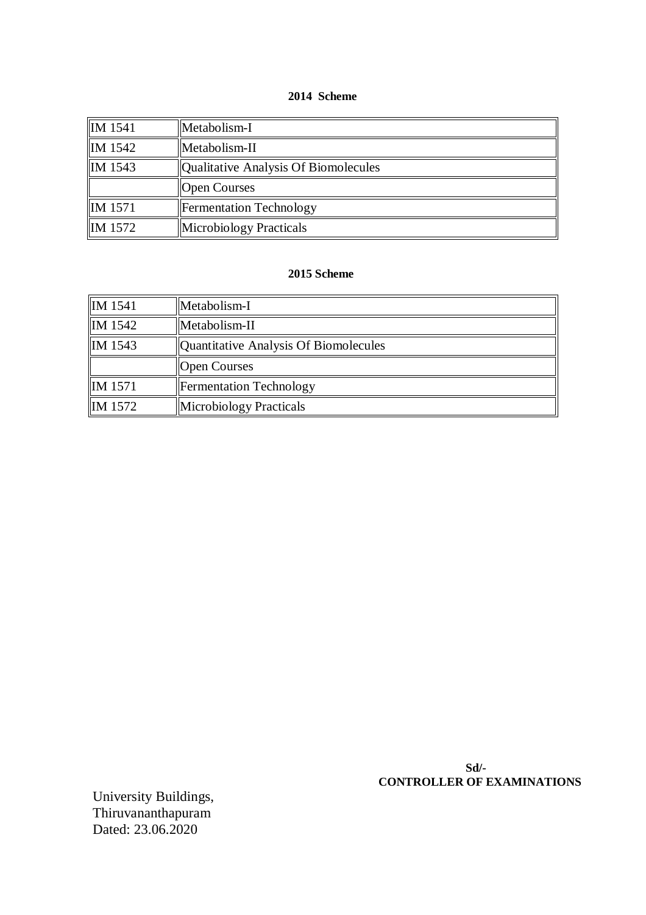**2014 Scheme**

| | |
|---|---|
| IM 1541 | Metabolism-I |
| IM 1542 | Metabolism-II |
| IM 1543 | Qualitative Analysis Of Biomolecules |
| | Open Courses |
| IM 1571 | Fermentation Technology |
| IM 1572 | Microbiology Practicals |

**2015 Scheme**

| | |
|---|---|
| IM 1541 | Metabolism-I |
| IM 1542 | Metabolism-II |
| IM 1543 | Quantitative Analysis Of Biomolecules |
| | Open Courses |
| IM 1571 | Fermentation Technology |
| IM 1572 | Microbiology Practicals |

**Sd/-**
**CONTROLLER OF EXAMINATIONS**

University Buildings,
Thiruvananthapuram
Dated: 23.06.2020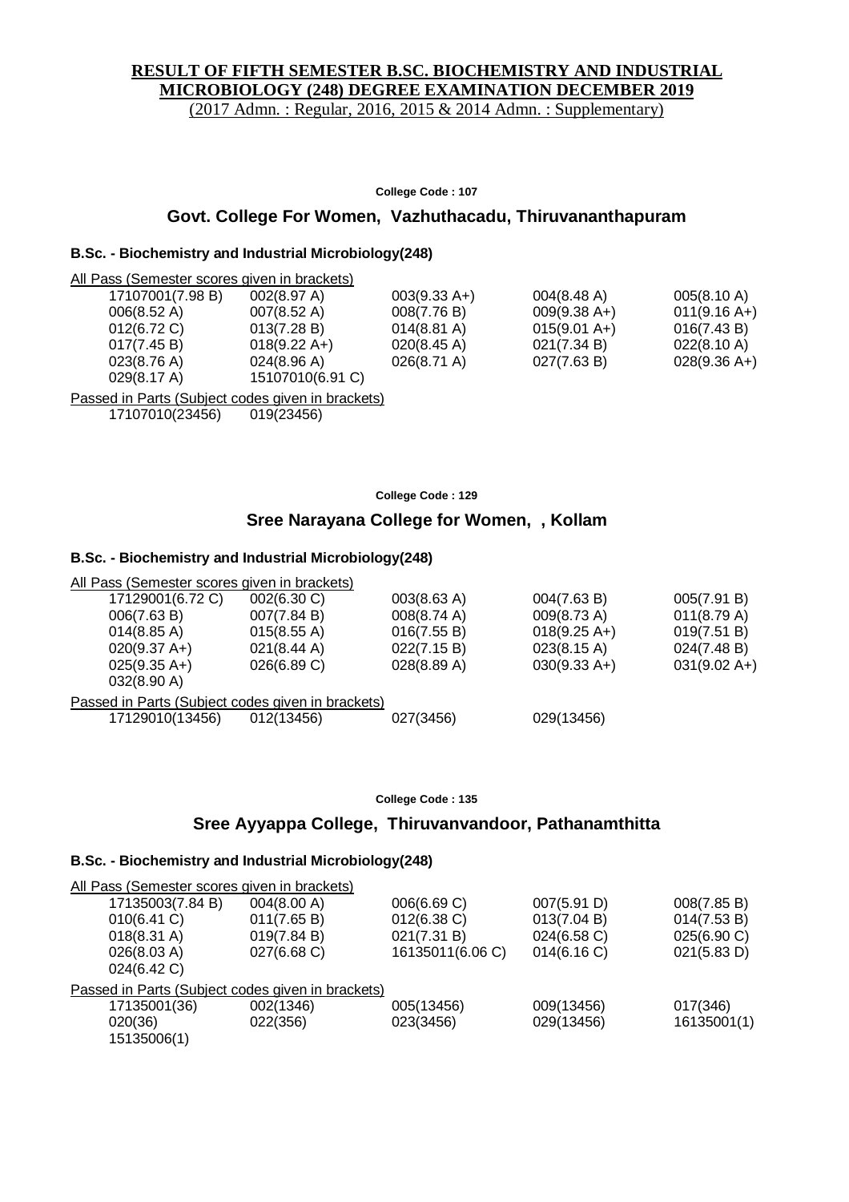**RESULT OF FIFTH SEMESTER B.SC. BIOCHEMISTRY AND INDUSTRIAL MICROBIOLOGY (248) DEGREE EXAMINATION DECEMBER 2019**

(2017 Admn. : Regular, 2016, 2015 & 2014 Admn. : Supplementary)

**College Code : 107**

## Govt. College For Women, Vazhuthacadu, Thiruvananthapuram

### B.Sc. - Biochemistry and Industrial Microbiology(248)

All Pass (Semester scores given in brackets)

| | | | | |
|---|---|---|---|---|
| 17107001(7.98 B) | 002(8.97 A) | 003(9.33 A+) | 004(8.48 A) | 005(8.10 A) |
| 006(8.52 A) | 007(8.52 A) | 008(7.76 B) | 009(9.38 A+) | 011(9.16 A+) |
| 012(6.72 C) | 013(7.28 B) | 014(8.81 A) | 015(9.01 A+) | 016(7.43 B) |
| 017(7.45 B) | 018(9.22 A+) | 020(8.45 A) | 021(7.34 B) | 022(8.10 A) |
| 023(8.76 A) | 024(8.96 A) | 026(8.71 A) | 027(7.63 B) | 028(9.36 A+) |
| 029(8.17 A) | 15107010(6.91 C) | | | |

Passed in Parts (Subject codes given in brackets)

| | |
|---|---|
| 17107010(23456) | 019(23456) |

**College Code : 129**

## Sree Narayana College for Women, , Kollam

### B.Sc. - Biochemistry and Industrial Microbiology(248)

All Pass (Semester scores given in brackets)

| | | | | |
|---|---|---|---|---|
| 17129001(6.72 C) | 002(6.30 C) | 003(8.63 A) | 004(7.63 B) | 005(7.91 B) |
| 006(7.63 B) | 007(7.84 B) | 008(8.74 A) | 009(8.73 A) | 011(8.79 A) |
| 014(8.85 A) | 015(8.55 A) | 016(7.55 B) | 018(9.25 A+) | 019(7.51 B) |
| 020(9.37 A+) | 021(8.44 A) | 022(7.15 B) | 023(8.15 A) | 024(7.48 B) |
| 025(9.35 A+) | 026(6.89 C) | 028(8.89 A) | 030(9.33 A+) | 031(9.02 A+) |
| 032(8.90 A) | | | | |

Passed in Parts (Subject codes given in brackets)

| | | | |
|---|---|---|---|
| 17129010(13456) | 012(13456) | 027(3456) | 029(13456) |

**College Code : 135**

## Sree Ayyappa College, Thiruvanvandoor, Pathanamthitta

### B.Sc. - Biochemistry and Industrial Microbiology(248)

All Pass (Semester scores given in brackets)

| | | | | |
|---|---|---|---|---|
| 17135003(7.84 B) | 004(8.00 A) | 006(6.69 C) | 007(5.91 D) | 008(7.85 B) |
| 010(6.41 C) | 011(7.65 B) | 012(6.38 C) | 013(7.04 B) | 014(7.53 B) |
| 018(8.31 A) | 019(7.84 B) | 021(7.31 B) | 024(6.58 C) | 025(6.90 C) |
| 026(8.03 A) | 027(6.68 C) | 16135011(6.06 C) | 014(6.16 C) | 021(5.83 D) |
| 024(6.42 C) | | | | |

Passed in Parts (Subject codes given in brackets)

| | | | | |
|---|---|---|---|---|
| 17135001(36) | 002(1346) | 005(13456) | 009(13456) | 017(346) |
| 020(36) | 022(356) | 023(3456) | 029(13456) | 16135001(1) |
| 15135006(1) | | | | |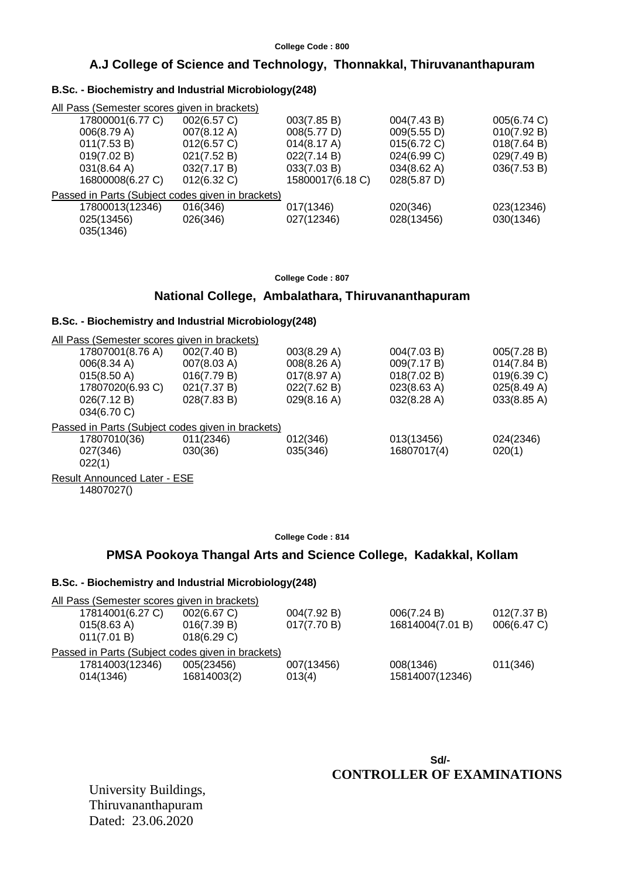College Code : 800

## A.J College of Science and Technology, Thonnakkal, Thiruvananthapuram

### B.Sc. - Biochemistry and Industrial Microbiology(248)

All Pass (Semester scores given in brackets)

| | | | | |
|---|---|---|---|---|
| 17800001(6.77 C) | 002(6.57 C) | 003(7.85 B) | 004(7.43 B) | 005(6.74 C) |
| 006(8.79 A) | 007(8.12 A) | 008(5.77 D) | 009(5.55 D) | 010(7.92 B) |
| 011(7.53 B) | 012(6.57 C) | 014(8.17 A) | 015(6.72 C) | 018(7.64 B) |
| 019(7.02 B) | 021(7.52 B) | 022(7.14 B) | 024(6.99 C) | 029(7.49 B) |
| 031(8.64 A) | 032(7.17 B) | 033(7.03 B) | 034(8.62 A) | 036(7.53 B) |
| 16800008(6.27 C) | 012(6.32 C) | 15800017(6.18 C) | 028(5.87 D) | |

Passed in Parts (Subject codes given in brackets)

| | | | | |
|---|---|---|---|---|
| 17800013(12346) | 016(346) | 017(1346) | 020(346) | 023(12346) |
| 025(13456) | 026(346) | 027(12346) | 028(13456) | 030(1346) |
| 035(1346) | | | | |

College Code : 807

## National College, Ambalathara, Thiruvananthapuram

### B.Sc. - Biochemistry and Industrial Microbiology(248)

All Pass (Semester scores given in brackets)

| | | | | |
|---|---|---|---|---|
| 17807001(8.76 A) | 002(7.40 B) | 003(8.29 A) | 004(7.03 B) | 005(7.28 B) |
| 006(8.34 A) | 007(8.03 A) | 008(8.26 A) | 009(7.17 B) | 014(7.84 B) |
| 015(8.50 A) | 016(7.79 B) | 017(8.97 A) | 018(7.02 B) | 019(6.39 C) |
| 17807020(6.93 C) | 021(7.37 B) | 022(7.62 B) | 023(8.63 A) | 025(8.49 A) |
| 026(7.12 B) | 028(7.83 B) | 029(8.16 A) | 032(8.28 A) | 033(8.85 A) |
| 034(6.70 C) | | | | |

Passed in Parts (Subject codes given in brackets)

| | | | | |
|---|---|---|---|---|
| 17807010(36) | 011(2346) | 012(346) | 013(13456) | 024(2346) |
| 027(346) | 030(36) | 035(346) | 16807017(4) | 020(1) |
| 022(1) | | | | |

Result Announced Later - ESE

14807027()

College Code : 814

## PMSA Pookoya Thangal Arts and Science College, Kadakkal, Kollam

### B.Sc. - Biochemistry and Industrial Microbiology(248)

All Pass (Semester scores given in brackets)

| | | | | |
|---|---|---|---|---|
| 17814001(6.27 C) | 002(6.67 C) | 004(7.92 B) | 006(7.24 B) | 012(7.37 B) |
| 015(8.63 A) | 016(7.39 B) | 017(7.70 B) | 16814004(7.01 B) | 006(6.47 C) |
| 011(7.01 B) | 018(6.29 C) | | | |

Passed in Parts (Subject codes given in brackets)

| | | | | |
|---|---|---|---|---|
| 17814003(12346) | 005(23456) | 007(13456) | 008(1346) | 011(346) |
| 014(1346) | 16814003(2) | 013(4) | 15814007(12346) | |

Sd/-

**CONTROLLER OF EXAMINATIONS**

University Buildings,
Thiruvananthapuram
Dated: 23.06.2020